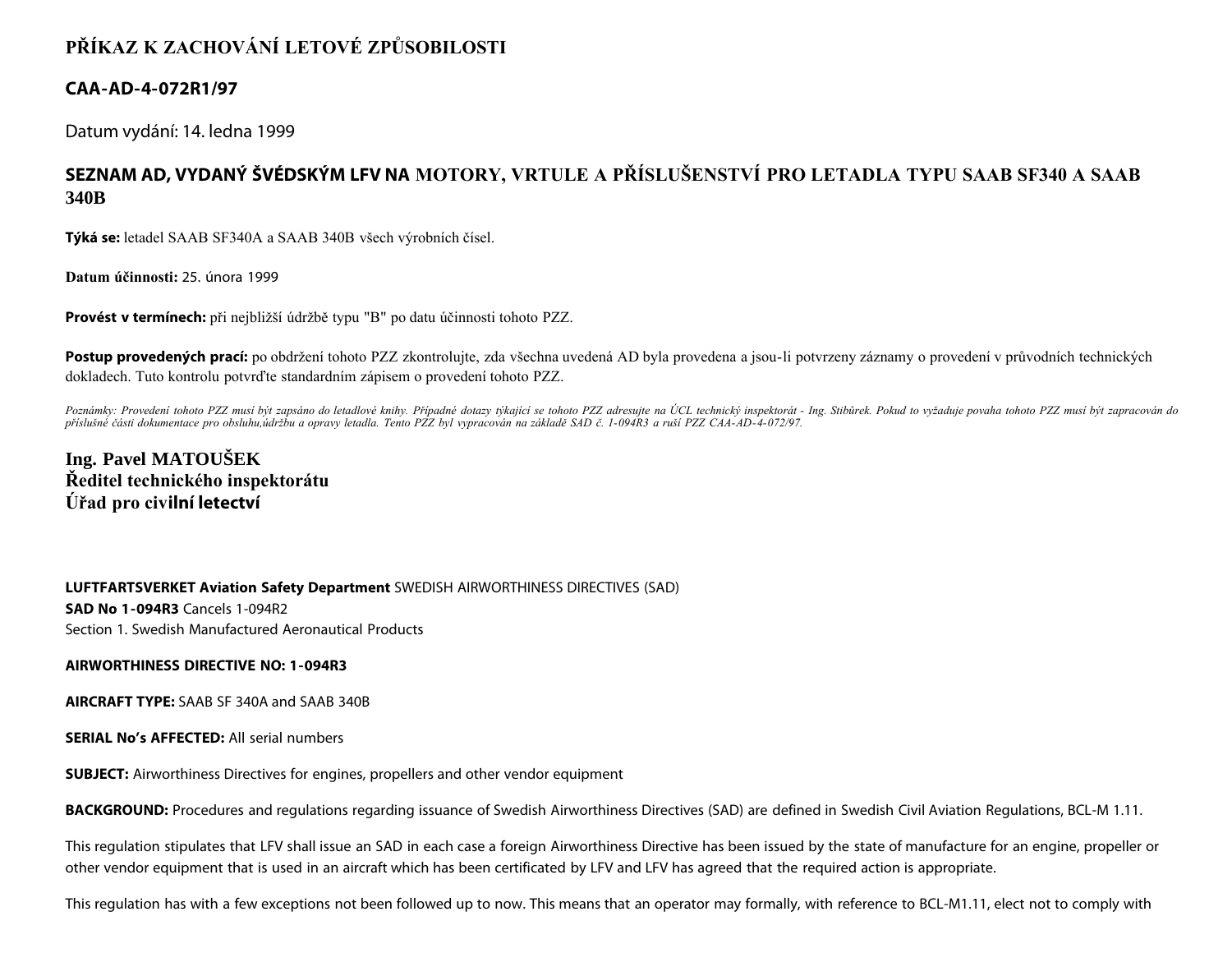# PŘÍKAZ K ZACHOVÁNÍ LETOVÉ ZPŮSOBILOSTI

## CAA-AD-4-072R1/97

Datum vydání: 14. ledna 1999

## SEZNAM AD, VYDANÝ ŠVÉDSKÝM LFV NA MOTORY, VRTULE A PŘÍSLUŠENSTVÍ PRO LETADLA TYPU SAAB SF340 A SAAB 340B

**Týká se:** letadel SAAB SF340A a SAAB 340B všech výrobních čísel.

**Datum účinnosti:** 25. února 1999

**Provést v termínech:** při nejbližší údržbě typu "B" po datu účinnosti tohoto PZZ.

**Postup provedených prací:** po obdržení tohoto PZZ zkontrolujte, zda všechna uvedená AD byla provedena a jsou-li potvrzeny záznamy o provedení v průvodních technických dokladech. Tuto kontrolu potvrďte standardním zápisem o provedení tohoto PZZ.

*Poznámky: Provedení tohoto PZZ musí být zapsáno do letadlové knihy. Případné dotazy týkající se tohoto PZZ adresujte na ÚCL technický inspektorát - Ing. Stibůrek. Pokud to vyžaduje povaha tohoto PZZ musí být zapracován do příslušné části dokumentace pro obsluhu,údržbu a opravy letadla. Tento PZZ byl vypracován na základě SAD č. 1-094R3 a ruší PZZ CAA-AD-4-072/97.*

**Ing. Pavel MATOUŠEK**
**Ředitel technického inspektorátu**
**Úřad pro civilní letectví**

**LUFTFARTSVERKET Aviation Safety Department** SWEDISH AIRWORTHINESS DIRECTIVES (SAD)
**SAD No 1-094R3** Cancels 1-094R2
Section 1. Swedish Manufactured Aeronautical Products

**AIRWORTHINESS DIRECTIVE NO: 1-094R3**

**AIRCRAFT TYPE:** SAAB SF 340A and SAAB 340B

**SERIAL No's AFFECTED:** All serial numbers

**SUBJECT:** Airworthiness Directives for engines, propellers and other vendor equipment

**BACKGROUND:** Procedures and regulations regarding issuance of Swedish Airworthiness Directives (SAD) are defined in Swedish Civil Aviation Regulations, BCL-M 1.11.

This regulation stipulates that LFV shall issue an SAD in each case a foreign Airworthiness Directive has been issued by the state of manufacture for an engine, propeller or other vendor equipment that is used in an aircraft which has been certificated by LFV and LFV has agreed that the required action is appropriate.

This regulation has with a few exceptions not been followed up to now. This means that an operator may formally, with reference to BCL-M1.11, elect not to comply with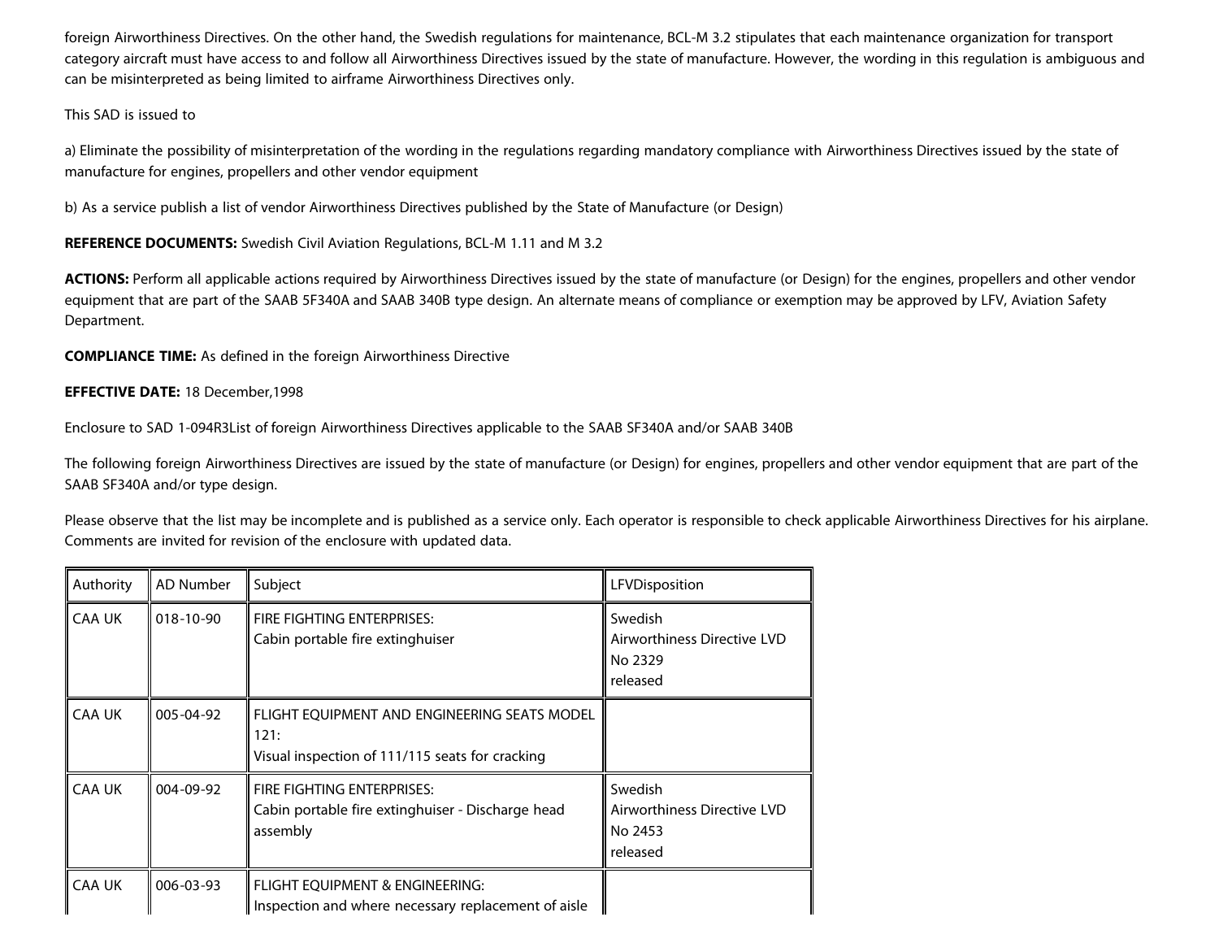foreign Airworthiness Directives. On the other hand, the Swedish regulations for maintenance, BCL-M 3.2 stipulates that each maintenance organization for transport category aircraft must have access to and follow all Airworthiness Directives issued by the state of manufacture. However, the wording in this regulation is ambiguous and can be misinterpreted as being limited to airframe Airworthiness Directives only.

This SAD is issued to

a) Eliminate the possibility of misinterpretation of the wording in the regulations regarding mandatory compliance with Airworthiness Directives issued by the state of manufacture for engines, propellers and other vendor equipment

b) As a service publish a list of vendor Airworthiness Directives published by the State of Manufacture (or Design)

**REFERENCE DOCUMENTS:** Swedish Civil Aviation Regulations, BCL-M 1.11 and M 3.2

**ACTIONS:** Perform all applicable actions required by Airworthiness Directives issued by the state of manufacture (or Design) for the engines, propellers and other vendor equipment that are part of the SAAB 5F340A and SAAB 340B type design. An alternate means of compliance or exemption may be approved by LFV, Aviation Safety Department.

**COMPLIANCE TIME:** As defined in the foreign Airworthiness Directive

**EFFECTIVE DATE:** 18 December,1998

Enclosure to SAD 1-094R3List of foreign Airworthiness Directives applicable to the SAAB SF340A and/or SAAB 340B

The following foreign Airworthiness Directives are issued by the state of manufacture (or Design) for engines, propellers and other vendor equipment that are part of the SAAB SF340A and/or type design.

Please observe that the list may be incomplete and is published as a service only. Each operator is responsible to check applicable Airworthiness Directives for his airplane. Comments are invited for revision of the enclosure with updated data.

| Authority | AD Number | Subject | LFVDisposition |
|---|---|---|---|
| CAA UK | 018-10-90 | FIRE FIGHTING ENTERPRISES:<br>Cabin portable fire extinghuiser | Swedish<br>Airworthiness Directive LVD No 2329<br>released |
| CAA UK | 005-04-92 | FLIGHT EQUIPMENT AND ENGINEERING SEATS MODEL 121:<br>Visual inspection of 111/115 seats for cracking | |
| CAA UK | 004-09-92 | FIRE FIGHTING ENTERPRISES:<br>Cabin portable fire extinghuiser - Discharge head assembly | Swedish<br>Airworthiness Directive LVD No 2453<br>released |
| CAA UK | 006-03-93 | FLIGHT EQUIPMENT & ENGINEERING:<br>Inspection and where necessary replacement of aisle | |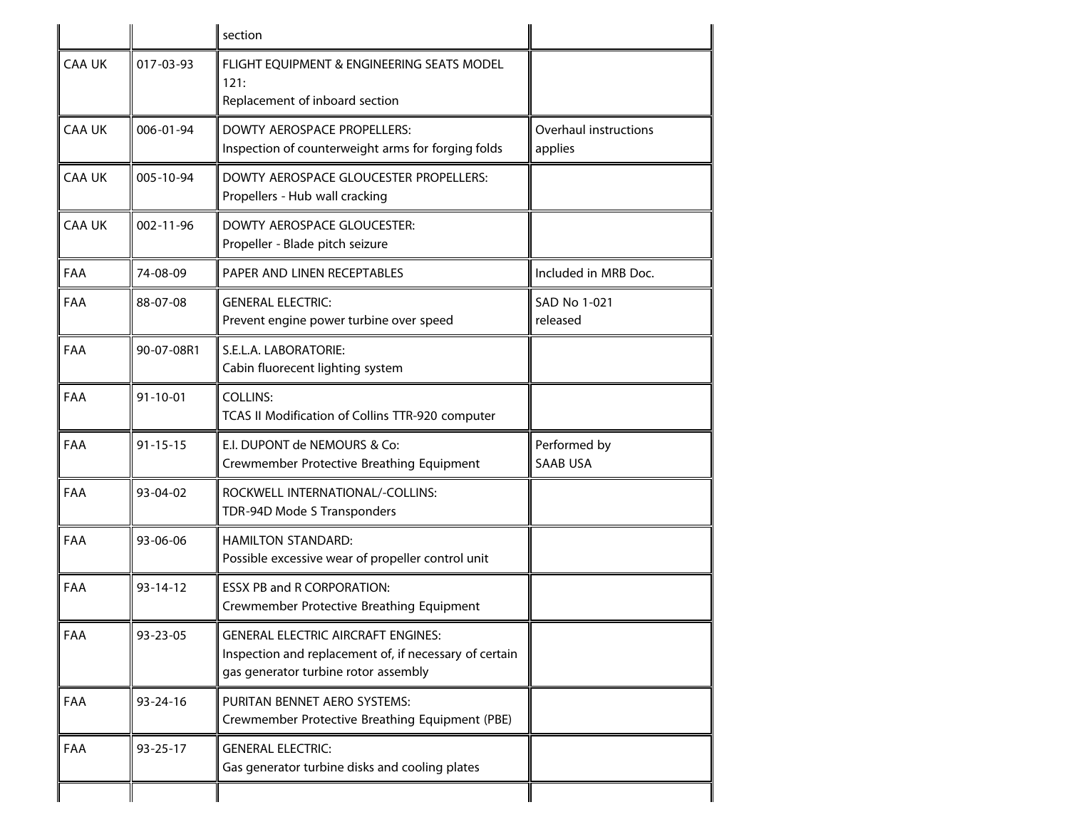| | | section | |
|---|---|---|---|
| CAA UK | 017-03-93 | FLIGHT EQUIPMENT & ENGINEERING SEATS MODEL 121:<br>Replacement of inboard section | |
| CAA UK | 006-01-94 | DOWTY AEROSPACE PROPELLERS:<br>Inspection of counterweight arms for forging folds | Overhaul instructions applies |
| CAA UK | 005-10-94 | DOWTY AEROSPACE GLOUCESTER PROPELLERS:<br>Propellers - Hub wall cracking | |
| CAA UK | 002-11-96 | DOWTY AEROSPACE GLOUCESTER:<br>Propeller - Blade pitch seizure | |
| FAA | 74-08-09 | PAPER AND LINEN RECEPTABLES | Included in MRB Doc. |
| FAA | 88-07-08 | GENERAL ELECTRIC:<br>Prevent engine power turbine over speed | SAD No 1-021 released |
| FAA | 90-07-08R1 | S.E.L.A. LABORATORIE:<br>Cabin fluorecent lighting system | |
| FAA | 91-10-01 | COLLINS:<br>TCAS II Modification of Collins TTR-920 computer | |
| FAA | 91-15-15 | E.I. DUPONT de NEMOURS & Co:<br>Crewmember Protective Breathing Equipment | Performed by SAAB USA |
| FAA | 93-04-02 | ROCKWELL INTERNATIONAL/-COLLINS:<br>TDR-94D Mode S Transponders | |
| FAA | 93-06-06 | HAMILTON STANDARD:<br>Possible excessive wear of propeller control unit | |
| FAA | 93-14-12 | ESSX PB and R CORPORATION:<br>Crewmember Protective Breathing Equipment | |
| FAA | 93-23-05 | GENERAL ELECTRIC AIRCRAFT ENGINES:<br>Inspection and replacement of, if necessary of certain gas generator turbine rotor assembly | |
| FAA | 93-24-16 | PURITAN BENNET AERO SYSTEMS:<br>Crewmember Protective Breathing Equipment (PBE) | |
| FAA | 93-25-17 | GENERAL ELECTRIC:<br>Gas generator turbine disks and cooling plates | |
| | | | |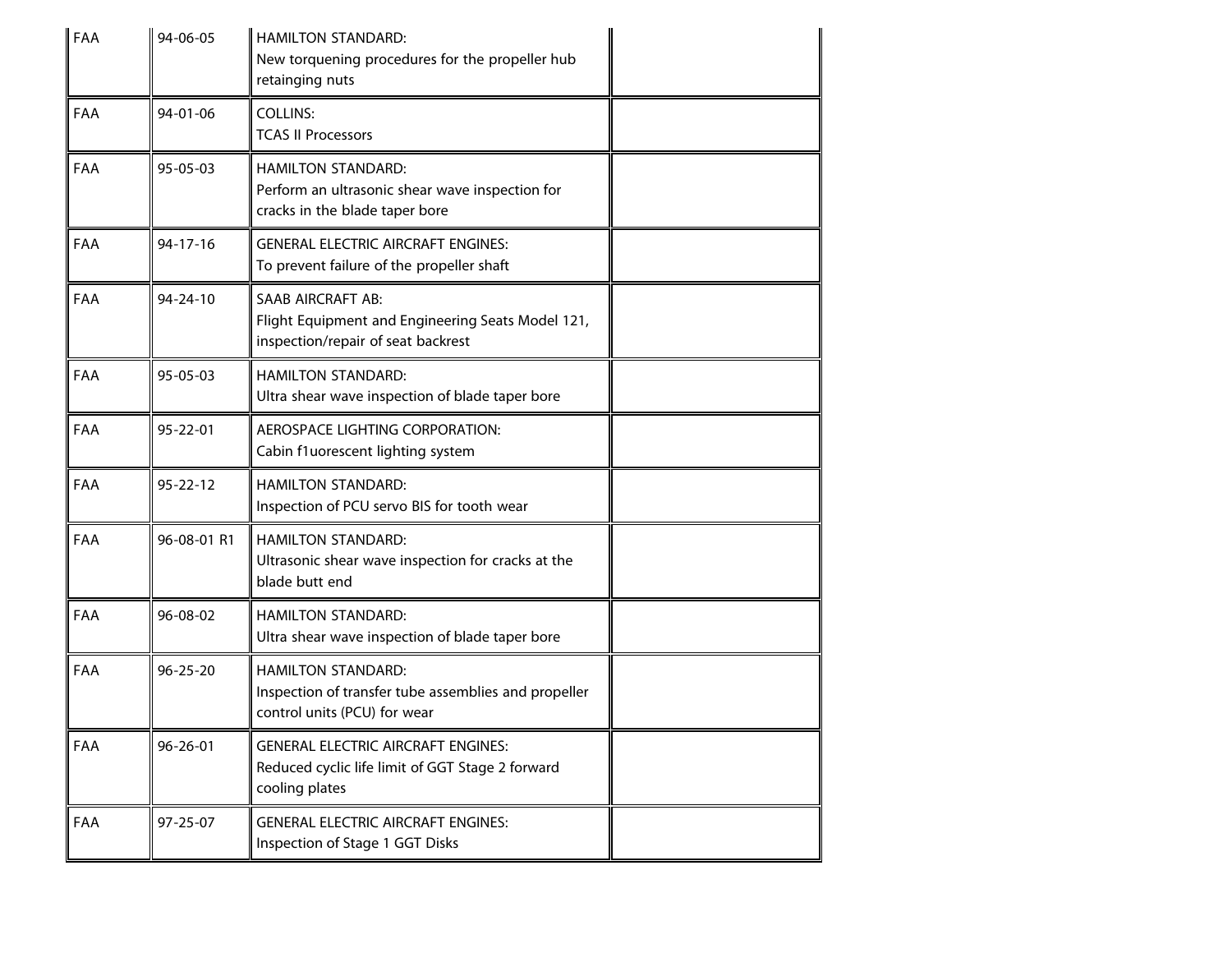| | | | |
|---|---|---|---|
| FAA | 94-06-05 | HAMILTON STANDARD:<br>New torquening procedures for the propeller hub retainging nuts | |
| FAA | 94-01-06 | COLLINS:<br>TCAS II Processors | |
| FAA | 95-05-03 | HAMILTON STANDARD:<br>Perform an ultrasonic shear wave inspection for cracks in the blade taper bore | |
| FAA | 94-17-16 | GENERAL ELECTRIC AIRCRAFT ENGINES:<br>To prevent failure of the propeller shaft | |
| FAA | 94-24-10 | SAAB AIRCRAFT AB:<br>Flight Equipment and Engineering Seats Model 121, inspection/repair of seat backrest | |
| FAA | 95-05-03 | HAMILTON STANDARD:<br>Ultra shear wave inspection of blade taper bore | |
| FAA | 95-22-01 | AEROSPACE LIGHTING CORPORATION:<br>Cabin f1uorescent lighting system | |
| FAA | 95-22-12 | HAMILTON STANDARD:<br>Inspection of PCU servo BIS for tooth wear | |
| FAA | 96-08-01 R1 | HAMILTON STANDARD:<br>Ultrasonic shear wave inspection for cracks at the blade butt end | |
| FAA | 96-08-02 | HAMILTON STANDARD:<br>Ultra shear wave inspection of blade taper bore | |
| FAA | 96-25-20 | HAMILTON STANDARD:<br>Inspection of transfer tube assemblies and propeller control units (PCU) for wear | |
| FAA | 96-26-01 | GENERAL ELECTRIC AIRCRAFT ENGINES:<br>Reduced cyclic life limit of GGT Stage 2 forward cooling plates | |
| FAA | 97-25-07 | GENERAL ELECTRIC AIRCRAFT ENGINES:<br>Inspection of Stage 1 GGT Disks | |